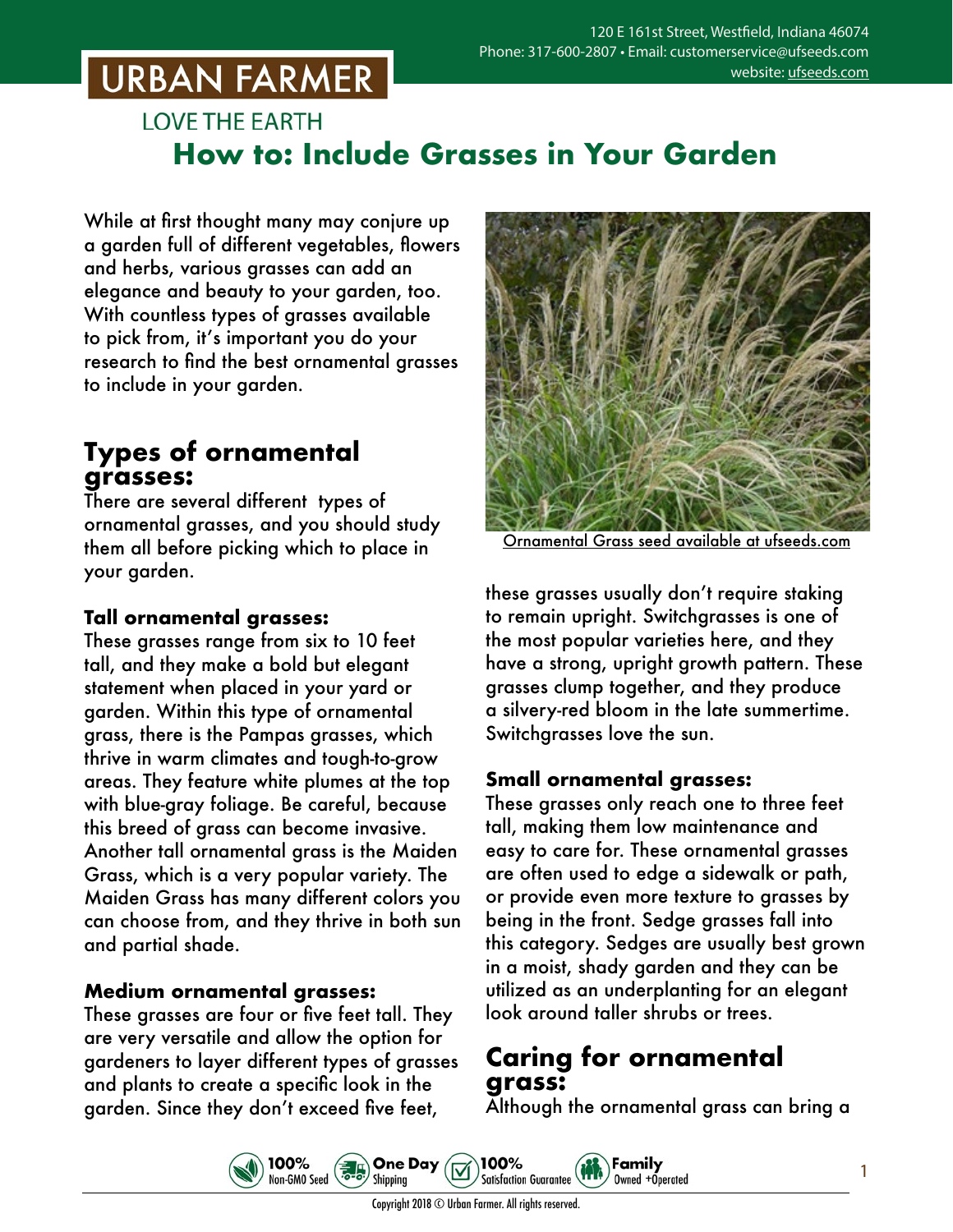# URBAN FARMER

LOVE THE EARTH

## How to: Include Grasses in Your Garden

While at first thought many may conjure up a garden full of different vegetables, flowers and herbs, various grasses can add an elegance and beauty to your garden, too. With countless types of grasses available to pick from, it's important you do your research to find the best ornamental grasses to include in your garden.

Ornamental Grass seed available at ufseeds.com

## Types of ornamental grasses:

There are several different types of ornamental grasses, and you should study them all before picking which to place in your garden.

### Tall ornamental grasses:

These grasses range from six to 10 feet tall, and they make a bold but elegant statement when placed in your yard or garden. Within this type of ornamental grass, there is the Pampas grasses, which thrive in warm climates and tough-to-grow areas. They feature white plumes at the top with blue-gray foliage. Be careful, because this breed of grass can become invasive. Another tall ornamental grass is the Maiden Grass, which is a very popular variety. The Maiden Grass has many different colors you can choose from, and they thrive in both sun and partial shade.

### Medium ornamental grasses:

These grasses are four or five feet tall. They are very versatile and allow the option for gardeners to layer different types of grasses and plants to create a specific look in the garden. Since they don't exceed five feet, these grasses usually don't require staking to remain upright. Switchgrasses is one of the most popular varieties here, and they have a strong, upright growth pattern. These grasses clump together, and they produce a silvery-red bloom in the late summertime. Switchgrasses love the sun.

### Small ornamental grasses:

These grasses only reach one to three feet tall, making them low maintenance and easy to care for. These ornamental grasses are often used to edge a sidewalk or path, or provide even more texture to grasses by being in the front. Sedge grasses fall into this category. Sedges are usually best grown in a moist, shady garden and they can be utilized as an underplanting for an elegant look around taller shrubs or trees.

## Caring for ornamental grass:

Although the ornamental grass can bring a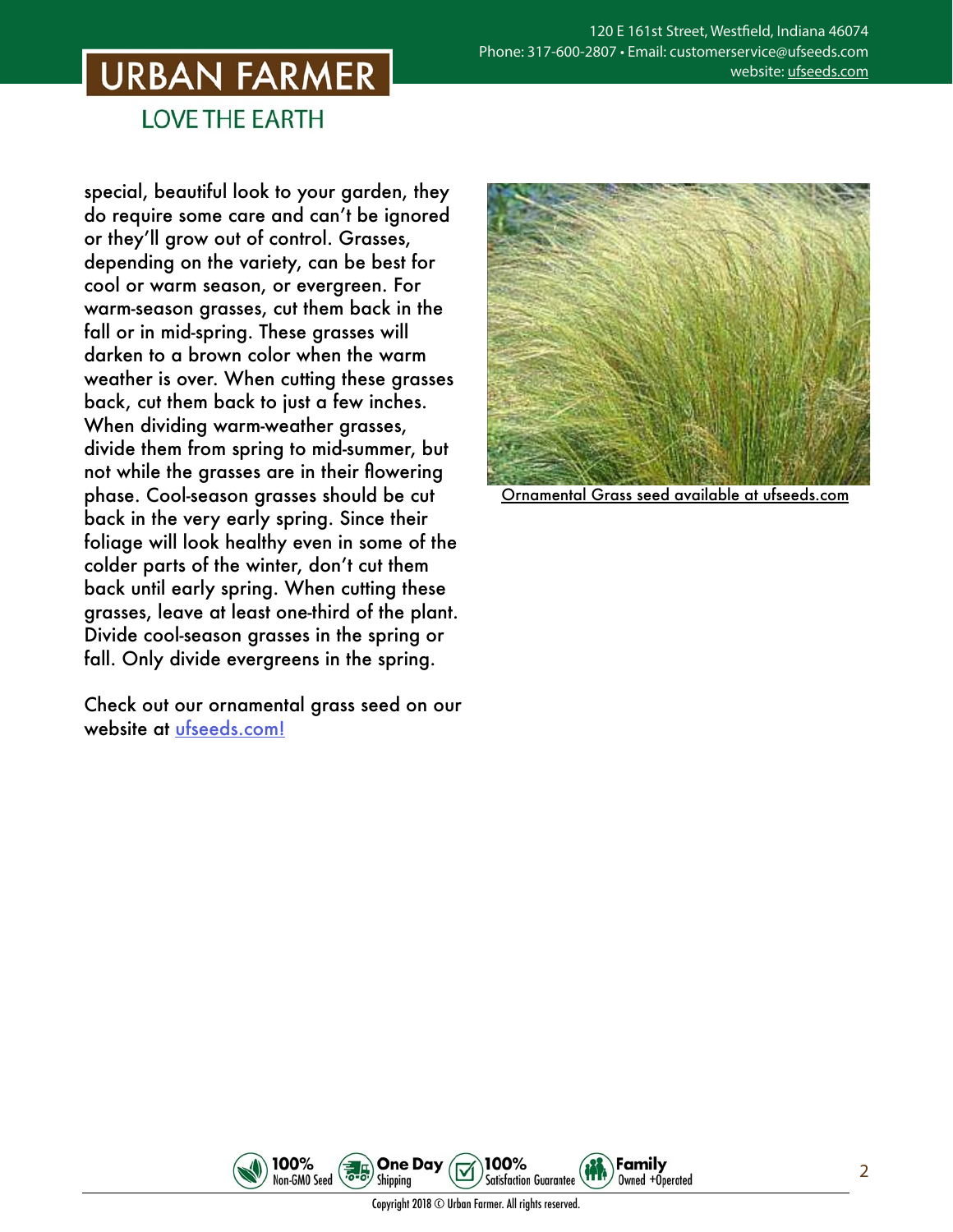special, beautiful look to your garden, they do require some care and can't be ignored or they'll grow out of control. Grasses, depending on the variety, can be best for cool or warm season, or evergreen. For warm-season grasses, cut them back in the fall or in mid-spring. These grasses will darken to a brown color when the warm weather is over. When cutting these grasses back, cut them back to just a few inches. When dividing warm-weather grasses, divide them from spring to mid-summer, but not while the grasses are in their flowering phase. Cool-season grasses should be cut back in the very early spring. Since their foliage will look healthy even in some of the colder parts of the winter, don't cut them back until early spring. When cutting these grasses, leave at least one-third of the plant. Divide cool-season grasses in the spring or fall. Only divide evergreens in the spring.

Check out our ornamental grass seed on our website at [ufseeds.com!](https://ufseeds.com)

Ornamental Grass seed available at ufseeds.com